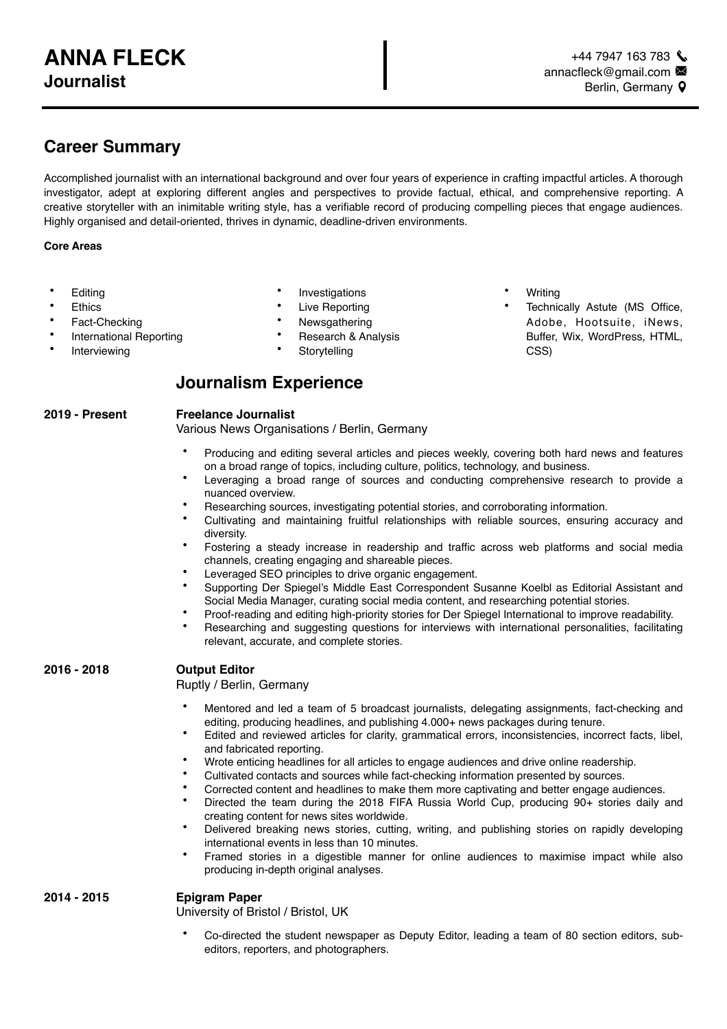# ANNA FLECK
**Journalist**

+44 7947 163 783
annacfleck@gmail.com
Berlin, Germany

## Career Summary

Accomplished journalist with an international background and over four years of experience in crafting impactful articles. A thorough investigator, adept at exploring different angles and perspectives to provide factual, ethical, and comprehensive reporting. A creative storyteller with an inimitable writing style, has a verifiable record of producing compelling pieces that engage audiences. Highly organised and detail-oriented, thrives in dynamic, deadline-driven environments.

**Core Areas**

- Editing
- Ethics
- Fact-Checking
- International Reporting
- Interviewing
- Investigations
- Live Reporting
- Newsgathering
- Research & Analysis
- Storytelling
- Writing
- Technically Astute (MS Office, Adobe, Hootsuite, iNews, Buffer, Wix, WordPress, HTML, CSS)

## Journalism Experience

**2019 - Present** — **Freelance Journalist**
Various News Organisations / Berlin, Germany

- Producing and editing several articles and pieces weekly, covering both hard news and features on a broad range of topics, including culture, politics, technology, and business.
- Leveraging a broad range of sources and conducting comprehensive research to provide a nuanced overview.
- Researching sources, investigating potential stories, and corroborating information.
- Cultivating and maintaining fruitful relationships with reliable sources, ensuring accuracy and diversity.
- Fostering a steady increase in readership and traffic across web platforms and social media channels, creating engaging and shareable pieces.
- Leveraged SEO principles to drive organic engagement.
- Supporting Der Spiegel's Middle East Correspondent Susanne Koelbl as Editorial Assistant and Social Media Manager, curating social media content, and researching potential stories.
- Proof-reading and editing high-priority stories for Der Spiegel International to improve readability.
- Researching and suggesting questions for interviews with international personalities, facilitating relevant, accurate, and complete stories.

**2016 - 2018** — **Output Editor**
Ruptly / Berlin, Germany

- Mentored and led a team of 5 broadcast journalists, delegating assignments, fact-checking and editing, producing headlines, and publishing 4.000+ news packages during tenure.
- Edited and reviewed articles for clarity, grammatical errors, inconsistencies, incorrect facts, libel, and fabricated reporting.
- Wrote enticing headlines for all articles to engage audiences and drive online readership.
- Cultivated contacts and sources while fact-checking information presented by sources.
- Corrected content and headlines to make them more captivating and better engage audiences.
- Directed the team during the 2018 FIFA Russia World Cup, producing 90+ stories daily and creating content for news sites worldwide.
- Delivered breaking news stories, cutting, writing, and publishing stories on rapidly developing international events in less than 10 minutes.
- Framed stories in a digestible manner for online audiences to maximise impact while also producing in-depth original analyses.

**2014 - 2015** — **Epigram Paper**
University of Bristol / Bristol, UK

- Co-directed the student newspaper as Deputy Editor, leading a team of 80 section editors, sub-editors, reporters, and photographers.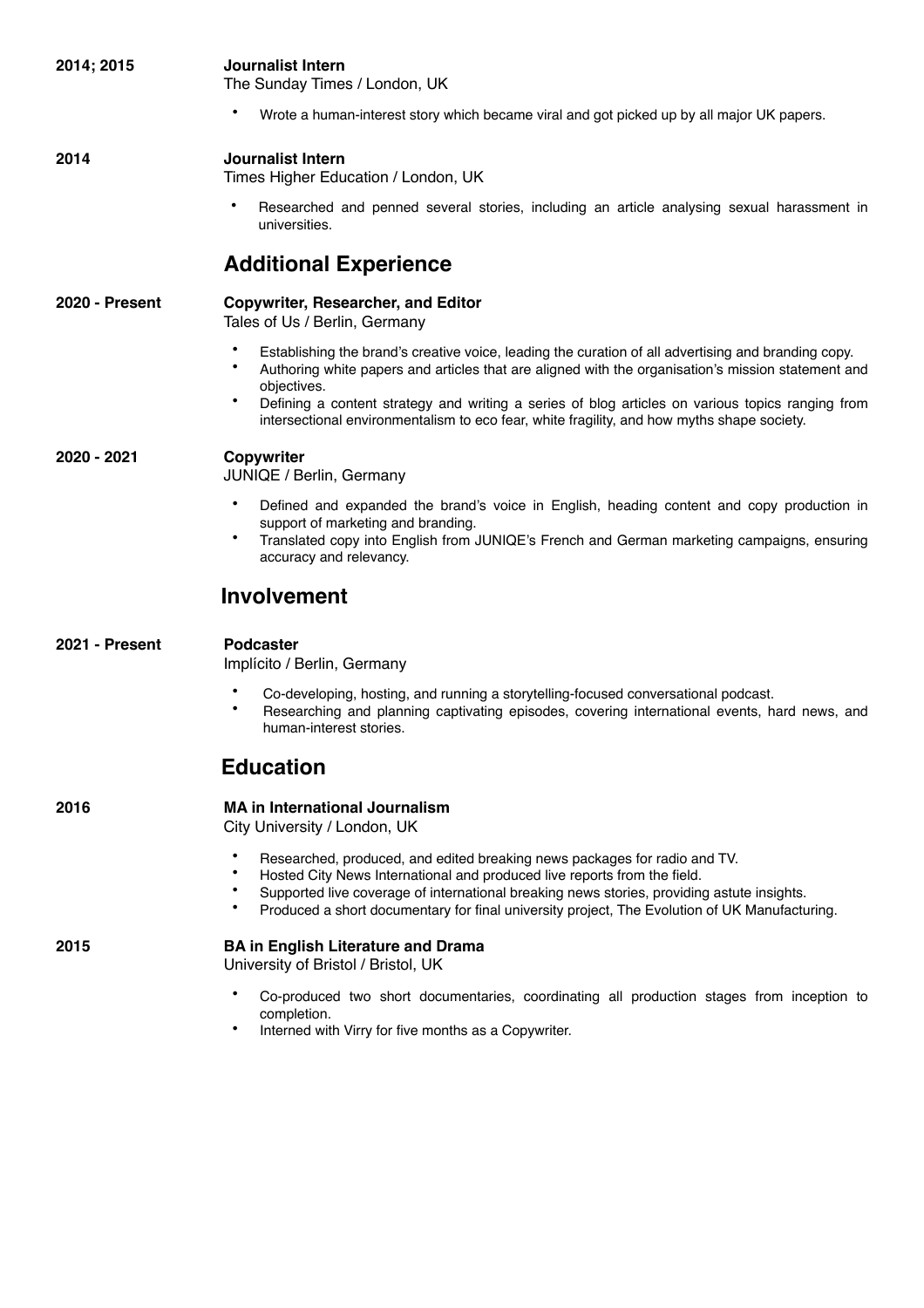**2014; 2015**

**Journalist Intern**
The Sunday Times / London, UK

- Wrote a human-interest story which became viral and got picked up by all major UK papers.

**2014**

**Journalist Intern**
Times Higher Education / London, UK

- Researched and penned several stories, including an article analysing sexual harassment in universities.

## Additional Experience

**2020 - Present**

**Copywriter, Researcher, and Editor**
Tales of Us / Berlin, Germany

- Establishing the brand's creative voice, leading the curation of all advertising and branding copy.
- Authoring white papers and articles that are aligned with the organisation's mission statement and objectives.
- Defining a content strategy and writing a series of blog articles on various topics ranging from intersectional environmentalism to eco fear, white fragility, and how myths shape society.

**2020 - 2021**

**Copywriter**
JUNIQE / Berlin, Germany

- Defined and expanded the brand's voice in English, heading content and copy production in support of marketing and branding.
- Translated copy into English from JUNIQE's French and German marketing campaigns, ensuring accuracy and relevancy.

## Involvement

**2021 - Present**

**Podcaster**
Implícito / Berlin, Germany

- Co-developing, hosting, and running a storytelling-focused conversational podcast.
- Researching and planning captivating episodes, covering international events, hard news, and human-interest stories.

## Education

**2016**

**MA in International Journalism**
City University / London, UK

- Researched, produced, and edited breaking news packages for radio and TV.
- Hosted City News International and produced live reports from the field.
- Supported live coverage of international breaking news stories, providing astute insights.
- Produced a short documentary for final university project, The Evolution of UK Manufacturing.

**2015**

**BA in English Literature and Drama**
University of Bristol / Bristol, UK

- Co-produced two short documentaries, coordinating all production stages from inception to completion.
- Interned with Virry for five months as a Copywriter.